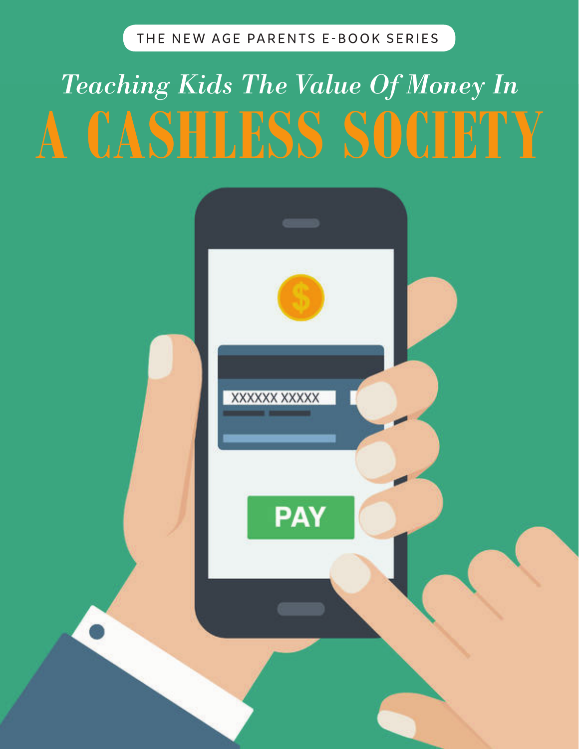THE NEW AGE PARENTS E-BOOK SERIES

# *Teaching Kids The Value Of Money In* A CASHLESS SOCIETY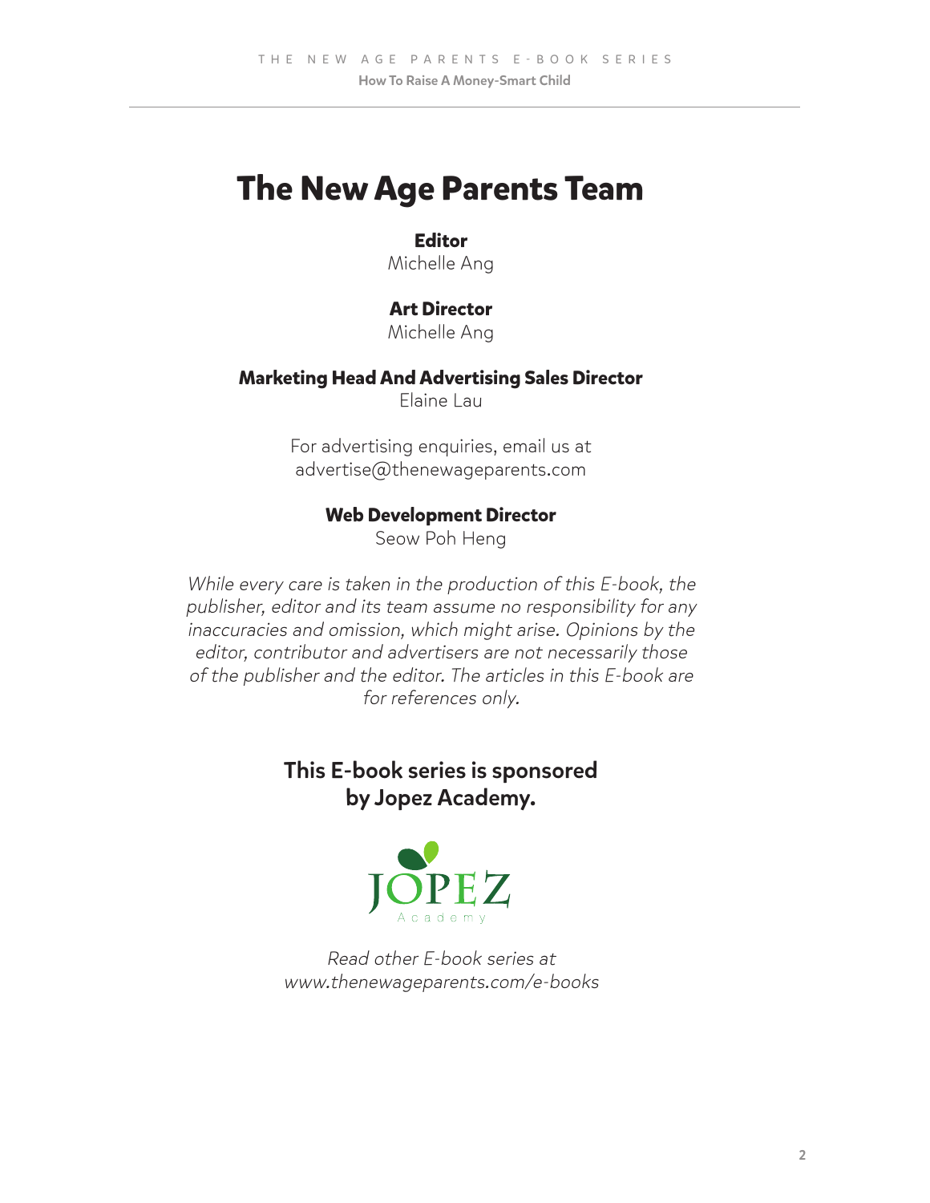# The New Age Parents Team

**Editor**
Michelle Ang

**Art Director**
Michelle Ang

**Marketing Head And Advertising Sales Director**
Elaine Lau

For advertising enquiries, email us at
advertise@thenewageparents.com

**Web Development Director**
Seow Poh Heng

*While every care is taken in the production of this E-book, the publisher, editor and its team assume no responsibility for any inaccuracies and omission, which might arise. Opinions by the editor, contributor and advertisers are not necessarily those of the publisher and the editor. The articles in this E-book are for references only.*

**This E-book series is sponsored by Jopez Academy.**

JOPEZ
Academy

*Read other E-book series at www.thenewageparents.com/e-books*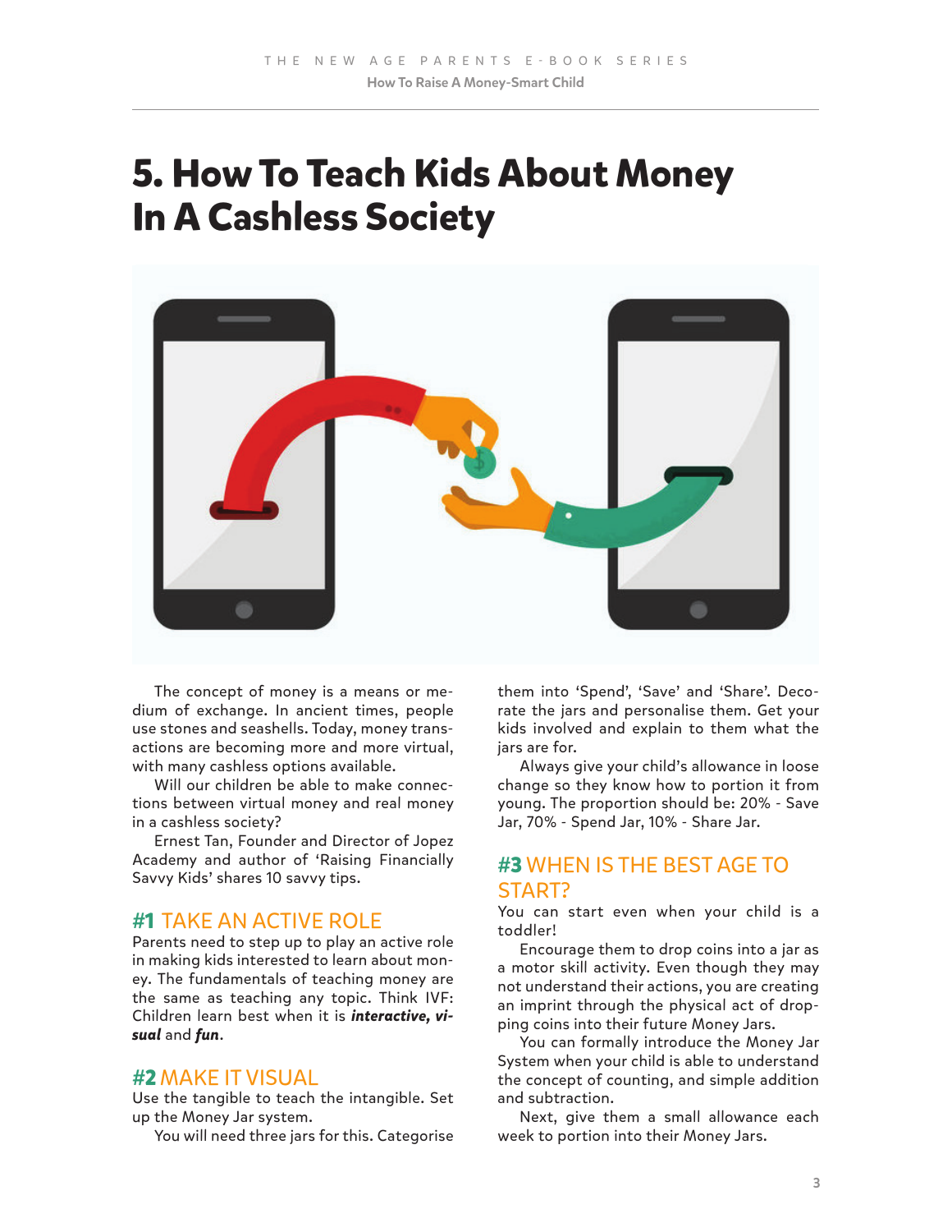# 5. How To Teach Kids About Money In A Cashless Society

The concept of money is a means or medium of exchange. In ancient times, people use stones and seashells. Today, money transactions are becoming more and more virtual, with many cashless options available.

Will our children be able to make connections between virtual money and real money in a cashless society?

Ernest Tan, Founder and Director of Jopez Academy and author of 'Raising Financially Savvy Kids' shares 10 savvy tips.

## #1 TAKE AN ACTIVE ROLE

Parents need to step up to play an active role in making kids interested to learn about money. The fundamentals of teaching money are the same as teaching any topic. Think IVF: Children learn best when it is ***interactive, visual*** and ***fun***.

## #2 MAKE IT VISUAL

Use the tangible to teach the intangible. Set up the Money Jar system.

You will need three jars for this. Categorise them into 'Spend', 'Save' and 'Share'. Decorate the jars and personalise them. Get your kids involved and explain to them what the jars are for.

Always give your child's allowance in loose change so they know how to portion it from young. The proportion should be: 20% - Save Jar, 70% - Spend Jar, 10% - Share Jar.

## #3 WHEN IS THE BEST AGE TO START?

You can start even when your child is a toddler!

Encourage them to drop coins into a jar as a motor skill activity. Even though they may not understand their actions, you are creating an imprint through the physical act of dropping coins into their future Money Jars.

You can formally introduce the Money Jar System when your child is able to understand the concept of counting, and simple addition and subtraction.

Next, give them a small allowance each week to portion into their Money Jars.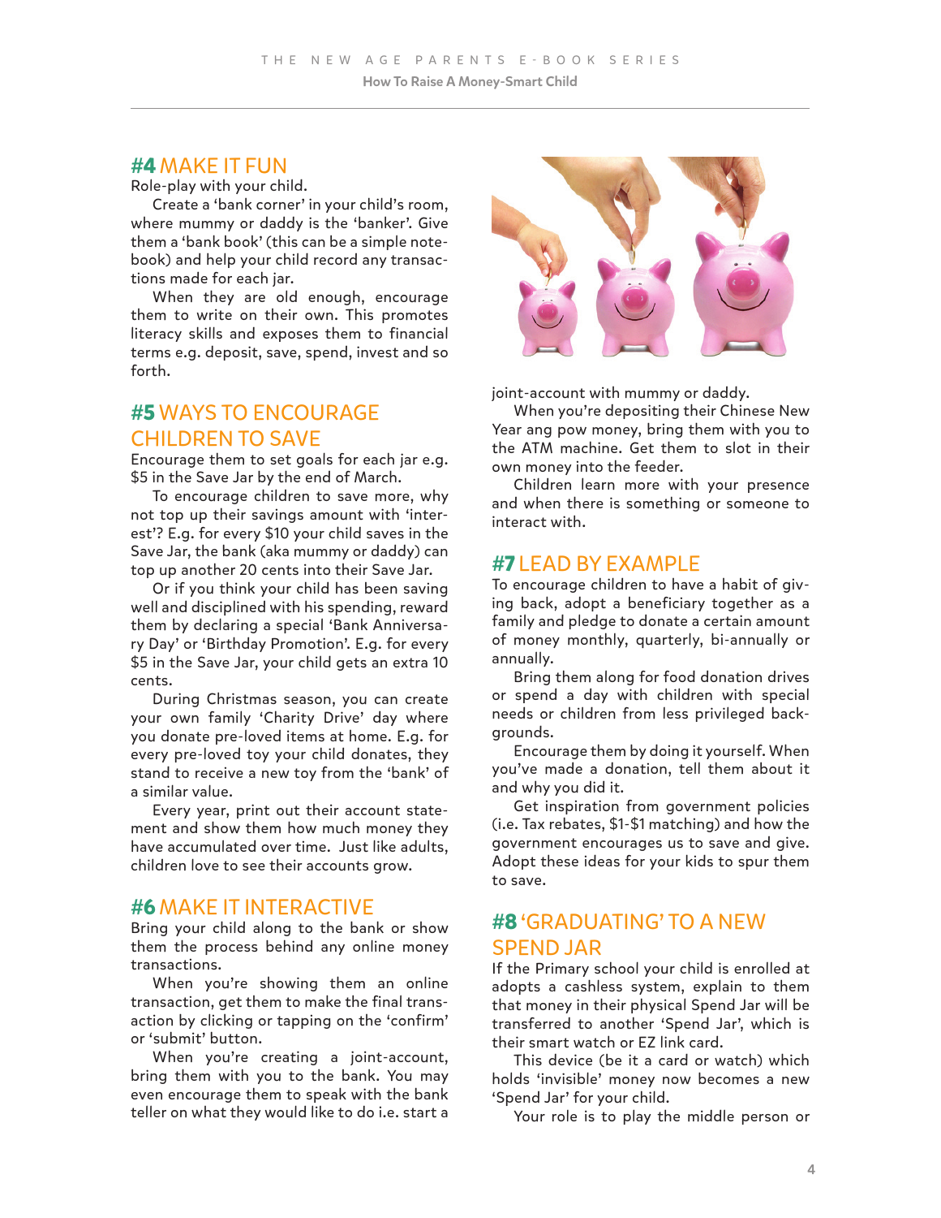## #4 MAKE IT FUN

Role-play with your child.

Create a 'bank corner' in your child's room, where mummy or daddy is the 'banker'. Give them a 'bank book' (this can be a simple notebook) and help your child record any transactions made for each jar.

When they are old enough, encourage them to write on their own. This promotes literacy skills and exposes them to financial terms e.g. deposit, save, spend, invest and so forth.

## #5 WAYS TO ENCOURAGE CHILDREN TO SAVE

Encourage them to set goals for each jar e.g. $5 in the Save Jar by the end of March.

To encourage children to save more, why not top up their savings amount with 'interest'? E.g. for every $10 your child saves in the Save Jar, the bank (aka mummy or daddy) can top up another 20 cents into their Save Jar.

Or if you think your child has been saving well and disciplined with his spending, reward them by declaring a special 'Bank Anniversary Day' or 'Birthday Promotion'. E.g. for every $5 in the Save Jar, your child gets an extra 10 cents.

During Christmas season, you can create your own family 'Charity Drive' day where you donate pre-loved items at home. E.g. for every pre-loved toy your child donates, they stand to receive a new toy from the 'bank' of a similar value.

Every year, print out their account statement and show them how much money they have accumulated over time. Just like adults, children love to see their accounts grow.

## #6 MAKE IT INTERACTIVE

Bring your child along to the bank or show them the process behind any online money transactions.

When you're showing them an online transaction, get them to make the final transaction by clicking or tapping on the 'confirm' or 'submit' button.

When you're creating a joint-account, bring them with you to the bank. You may even encourage them to speak with the bank teller on what they would like to do i.e. start a joint-account with mummy or daddy.

When you're depositing their Chinese New Year ang pow money, bring them with you to the ATM machine. Get them to slot in their own money into the feeder.

Children learn more with your presence and when there is something or someone to interact with.

## #7 LEAD BY EXAMPLE

To encourage children to have a habit of giving back, adopt a beneficiary together as a family and pledge to donate a certain amount of money monthly, quarterly, bi-annually or annually.

Bring them along for food donation drives or spend a day with children with special needs or children from less privileged backgrounds.

Encourage them by doing it yourself. When you've made a donation, tell them about it and why you did it.

Get inspiration from government policies (i.e. Tax rebates, $1-$1 matching) and how the government encourages us to save and give. Adopt these ideas for your kids to spur them to save.

## #8 'GRADUATING' TO A NEW SPEND JAR

If the Primary school your child is enrolled at adopts a cashless system, explain to them that money in their physical Spend Jar will be transferred to another 'Spend Jar', which is their smart watch or EZ link card.

This device (be it a card or watch) which holds 'invisible' money now becomes a new 'Spend Jar' for your child.

Your role is to play the middle person or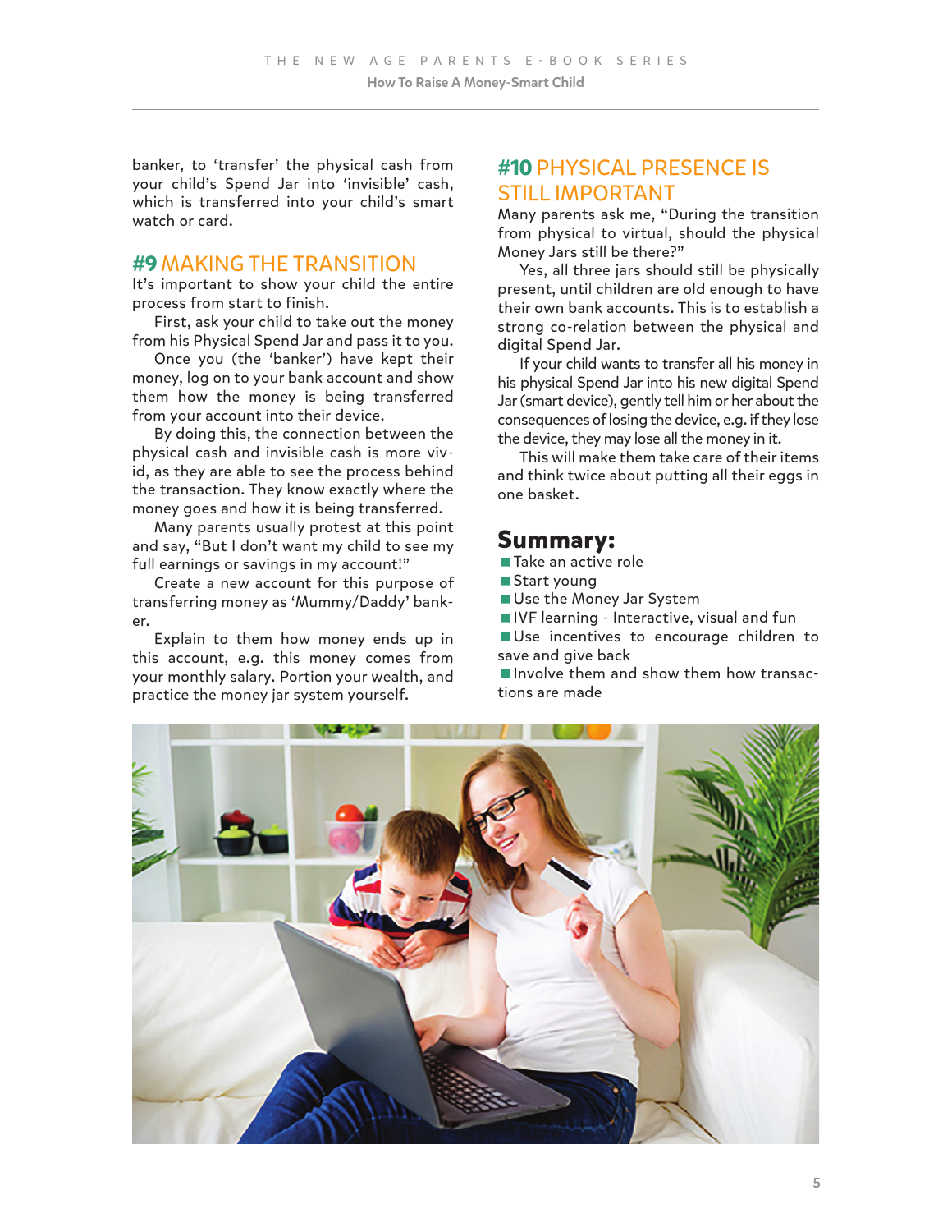banker, to 'transfer' the physical cash from your child's Spend Jar into 'invisible' cash, which is transferred into your child's smart watch or card.

## #9 MAKING THE TRANSITION

It's important to show your child the entire process from start to finish.

First, ask your child to take out the money from his Physical Spend Jar and pass it to you.

Once you (the 'banker') have kept their money, log on to your bank account and show them how the money is being transferred from your account into their device.

By doing this, the connection between the physical cash and invisible cash is more vivid, as they are able to see the process behind the transaction. They know exactly where the money goes and how it is being transferred.

Many parents usually protest at this point and say, "But I don't want my child to see my full earnings or savings in my account!"

Create a new account for this purpose of transferring money as 'Mummy/Daddy' banker.

Explain to them how money ends up in this account, e.g. this money comes from your monthly salary. Portion your wealth, and practice the money jar system yourself.

## #10 PHYSICAL PRESENCE IS STILL IMPORTANT

Many parents ask me, "During the transition from physical to virtual, should the physical Money Jars still be there?"

Yes, all three jars should still be physically present, until children are old enough to have their own bank accounts. This is to establish a strong co-relation between the physical and digital Spend Jar.

If your child wants to transfer all his money in his physical Spend Jar into his new digital Spend Jar (smart device), gently tell him or her about the consequences of losing the device, e.g. if they lose the device, they may lose all the money in it.

This will make them take care of their items and think twice about putting all their eggs in one basket.

## Summary:

- Take an active role
- Start young
- Use the Money Jar System
- IVF learning - Interactive, visual and fun
- Use incentives to encourage children to save and give back
- Involve them and show them how transactions are made